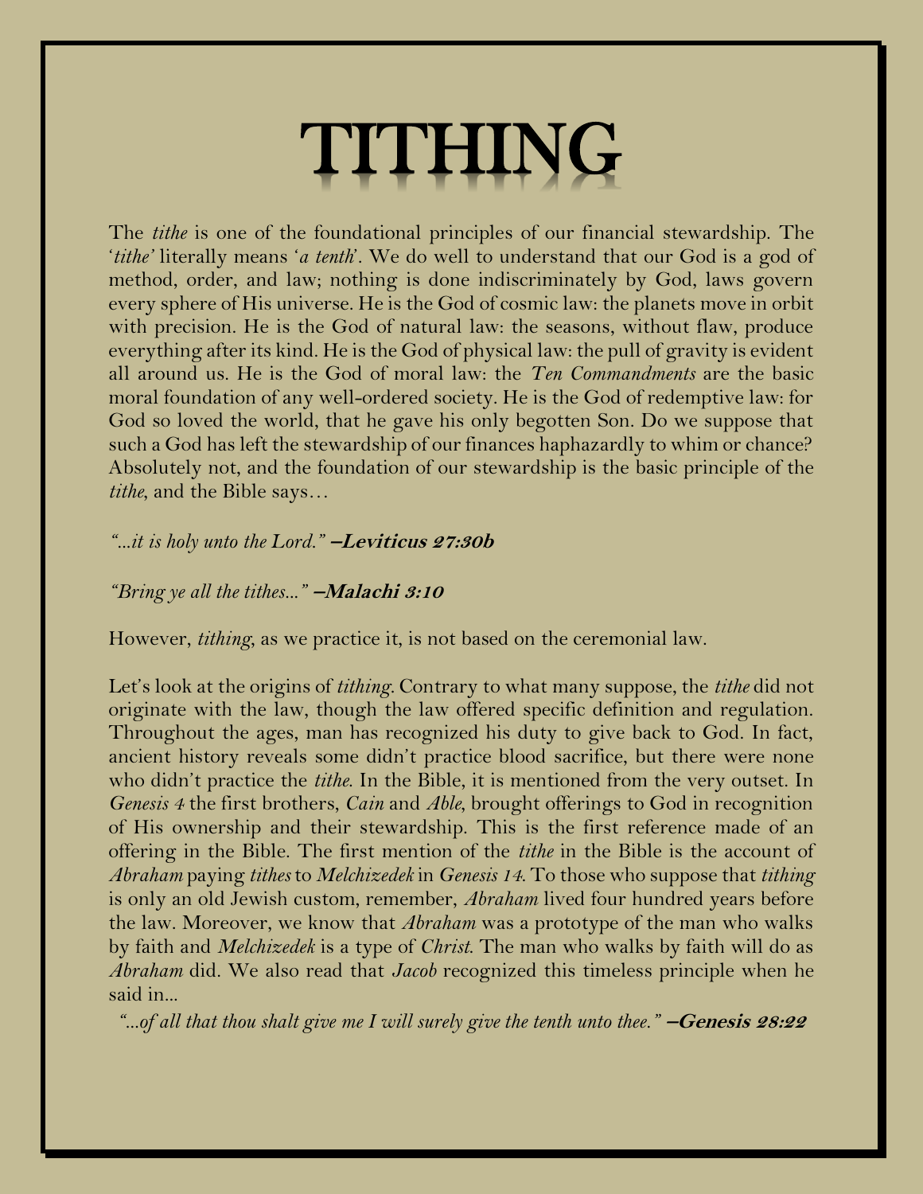# TITHING

The *tithe* is one of the foundational principles of our financial stewardship. The '*tithe'* literally means '*a tenth*'. We do well to understand that our God is a god of method, order, and law; nothing is done indiscriminately by God, laws govern every sphere of His universe. He is the God of cosmic law: the planets move in orbit with precision. He is the God of natural law: the seasons, without flaw, produce everything after its kind. He is the God of physical law: the pull of gravity is evident all around us. He is the God of moral law: the *Ten Commandments* are the basic moral foundation of any well-ordered society. He is the God of redemptive law: for God so loved the world, that he gave his only begotten Son. Do we suppose that such a God has left the stewardship of our finances haphazardly to whim or chance? Absolutely not, and the foundation of our stewardship is the basic principle of the *tithe*, and the Bible says…

*"...it is holy unto the Lord."* **–Leviticus 27:30b**

*"Bring ye all the tithes..."* **–Malachi 3:10**

However, *tithing*, as we practice it, is not based on the ceremonial law.

Let's look at the origins of *tithing*. Contrary to what many suppose, the *tithe* did not originate with the law, though the law offered specific definition and regulation. Throughout the ages, man has recognized his duty to give back to God. In fact, ancient history reveals some didn't practice blood sacrifice, but there were none who didn't practice the *tithe.* In the Bible, it is mentioned from the very outset. In *Genesis 4* the first brothers, *Cain* and *Able*, brought offerings to God in recognition of His ownership and their stewardship. This is the first reference made of an offering in the Bible. The first mention of the *tithe* in the Bible is the account of *Abraham* paying *tithes* to *Melchizedek* in *Genesis 14.* To those who suppose that *tithing* is only an old Jewish custom, remember, *Abraham* lived four hundred years before the law. Moreover, we know that *Abraham* was a prototype of the man who walks by faith and *Melchizedek* is a type of *Christ.* The man who walks by faith will do as *Abraham* did. We also read that *Jacob* recognized this timeless principle when he said in...

*"...of all that thou shalt give me I will surely give the tenth unto thee."* **–Genesis 28:22**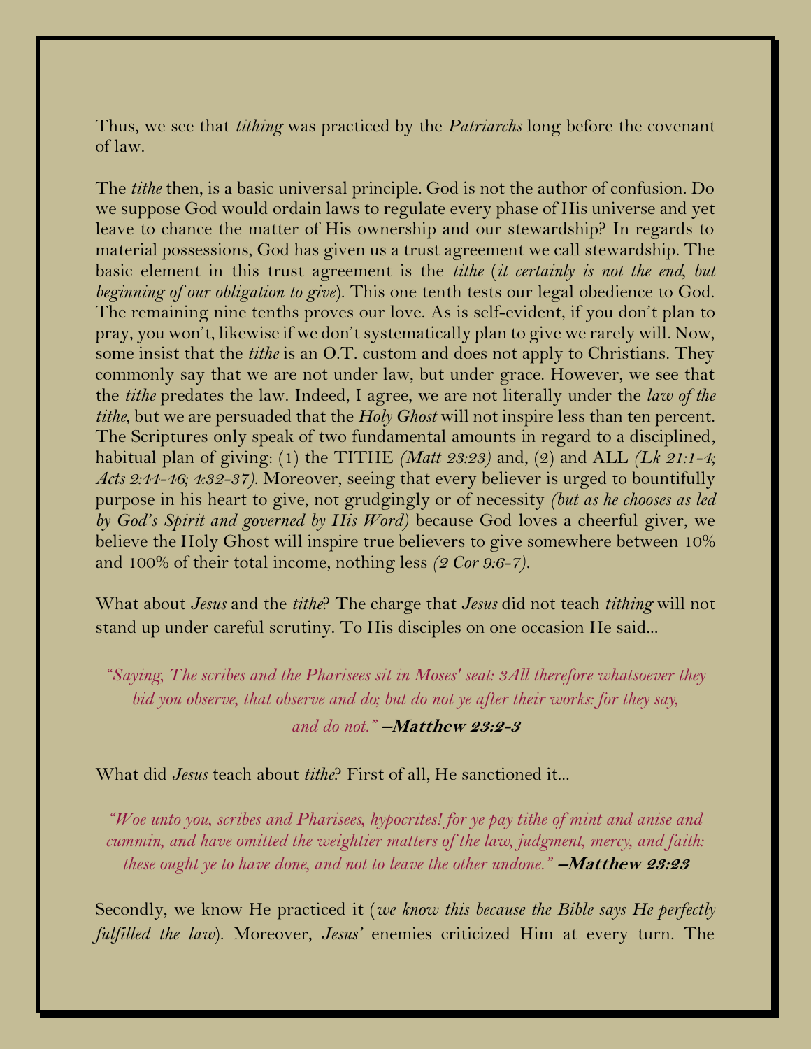Thus, we see that *tithing* was practiced by the *Patriarchs* long before the covenant of law.

The *tithe* then, is a basic universal principle. God is not the author of confusion. Do we suppose God would ordain laws to regulate every phase of His universe and yet leave to chance the matter of His ownership and our stewardship? In regards to material possessions, God has given us a trust agreement we call stewardship. The basic element in this trust agreement is the *tithe* (*it certainly is not the end, but beginning of our obligation to give*). This one tenth tests our legal obedience to God. The remaining nine tenths proves our love. As is self-evident, if you don't plan to pray, you won't, likewise if we don't systematically plan to give we rarely will. Now, some insist that the *tithe* is an O.T. custom and does not apply to Christians. They commonly say that we are not under law, but under grace. However, we see that the *tithe* predates the law. Indeed, I agree, we are not literally under the *law of the tithe*, but we are persuaded that the *Holy Ghost* will not inspire less than ten percent. The Scriptures only speak of two fundamental amounts in regard to a disciplined, habitual plan of giving: (1) the TITHE *(Matt 23:23)* and, (2) and ALL *(Lk 21:1-4; Acts 2:44-46; 4:32-37)*. Moreover, seeing that every believer is urged to bountifully purpose in his heart to give, not grudgingly or of necessity *(but as he chooses as led by God's Spirit and governed by His Word)* because God loves a cheerful giver, we believe the Holy Ghost will inspire true believers to give somewhere between 10% and 100% of their total income, nothing less *(2 Cor 9:6-7)*.

What about *Jesus* and the *tithe*? The charge that *Jesus* did not teach *tithing* will not stand up under careful scrutiny. To His disciples on one occasion He said...

> *"Saying, The scribes and the Pharisees sit in Moses' seat: 3All therefore whatsoever they bid you observe, that observe and do; but do not ye after their works: for they say, and do not."* **–Matthew 23:2-3**

What did *Jesus* teach about *tithe*? First of all, He sanctioned it...

> *"Woe unto you, scribes and Pharisees, hypocrites! for ye pay tithe of mint and anise and cummin, and have omitted the weightier matters of the law, judgment, mercy, and faith: these ought ye to have done, and not to leave the other undone."* **–Matthew 23:23**

Secondly, we know He practiced it (*we know this because the Bible says He perfectly fulfilled the law*). Moreover, *Jesus'* enemies criticized Him at every turn. The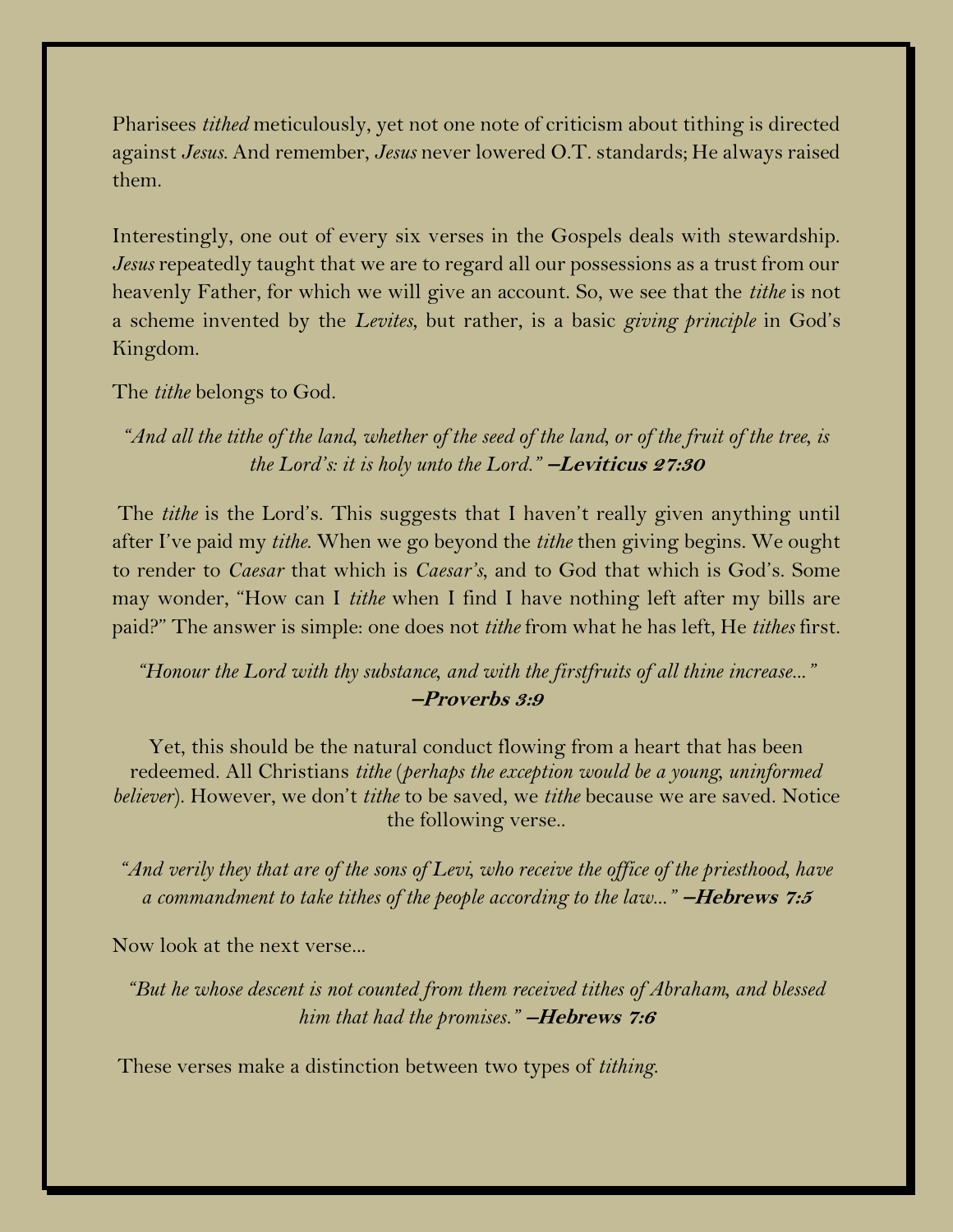Pharisees *tithed* meticulously, yet not one note of criticism about tithing is directed against *Jesus*. And remember, *Jesus* never lowered O.T. standards; He always raised them.

Interestingly, one out of every six verses in the Gospels deals with stewardship. *Jesus* repeatedly taught that we are to regard all our possessions as a trust from our heavenly Father, for which we will give an account. So, we see that the *tithe* is not a scheme invented by the *Levites*, but rather, is a basic *giving principle* in God's Kingdom.

The *tithe* belongs to God.

*"And all the tithe of the land, whether of the seed of the land, or of the fruit of the tree, is the Lord's: it is holy unto the Lord."* **–Leviticus 27:30**

The *tithe* is the Lord's. This suggests that I haven't really given anything until after I've paid my *tithe*. When we go beyond the *tithe* then giving begins. We ought to render to *Caesar* that which is *Caesar's*, and to God that which is God's. Some may wonder, "How can I *tithe* when I find I have nothing left after my bills are paid?" The answer is simple: one does not *tithe* from what he has left, He *tithes* first.

*"Honour the Lord with thy substance, and with the firstfruits of all thine increase..."* **–Proverbs 3:9**

Yet, this should be the natural conduct flowing from a heart that has been redeemed. All Christians *tithe* (*perhaps the exception would be a young, uninformed believer*). However, we don't *tithe* to be saved, we *tithe* because we are saved. Notice the following verse..

*"And verily they that are of the sons of Levi, who receive the office of the priesthood, have a commandment to take tithes of the people according to the law..."* **–Hebrews 7:5**

Now look at the next verse...

*"But he whose descent is not counted from them received tithes of Abraham, and blessed him that had the promises."* **–Hebrews 7:6**

These verses make a distinction between two types of *tithing*.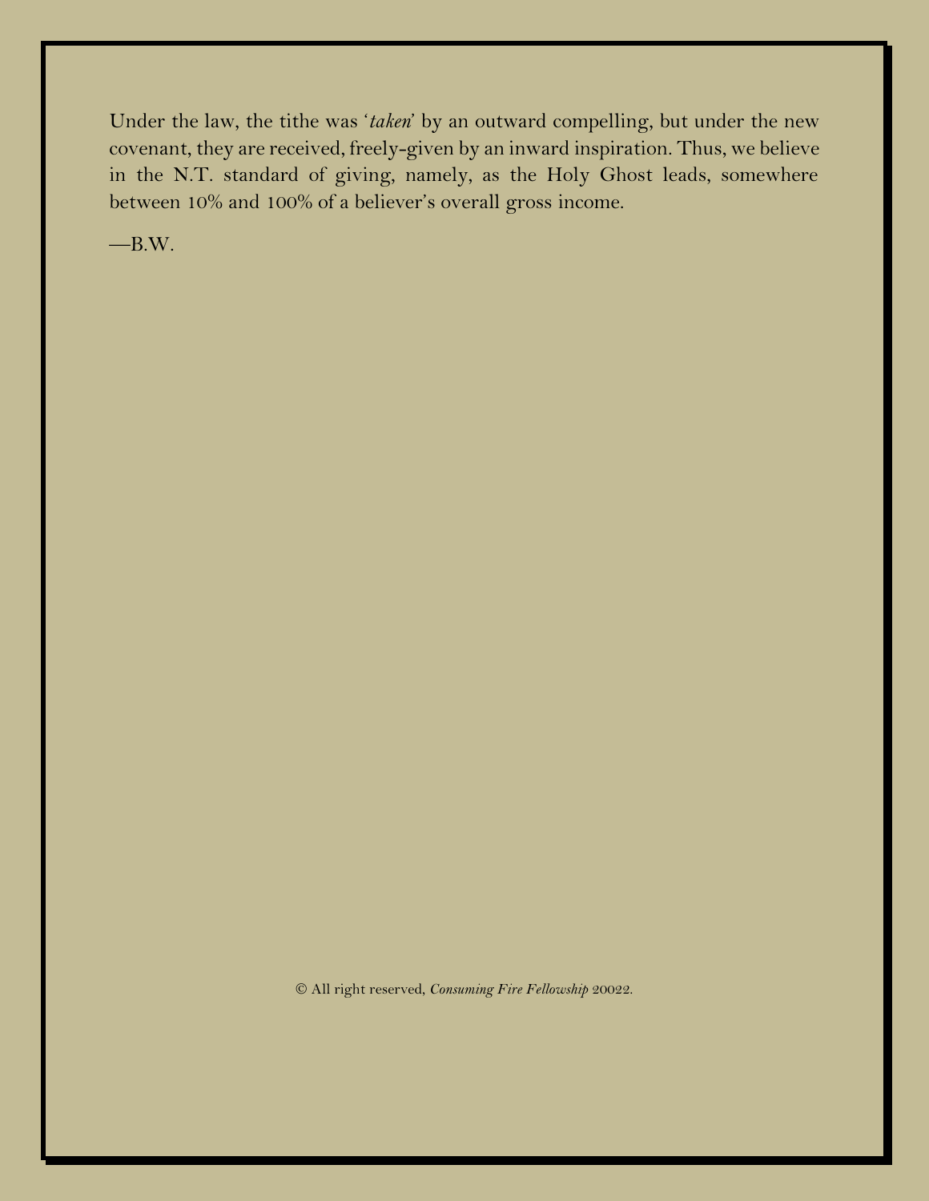Under the law, the tithe was '*taken*' by an outward compelling, but under the new covenant, they are received, freely-given by an inward inspiration. Thus, we believe in the N.T. standard of giving, namely, as the Holy Ghost leads, somewhere between 10% and 100% of a believer's overall gross income.

—B.W.

© All right reserved, *Consuming Fire Fellowship* 20022.